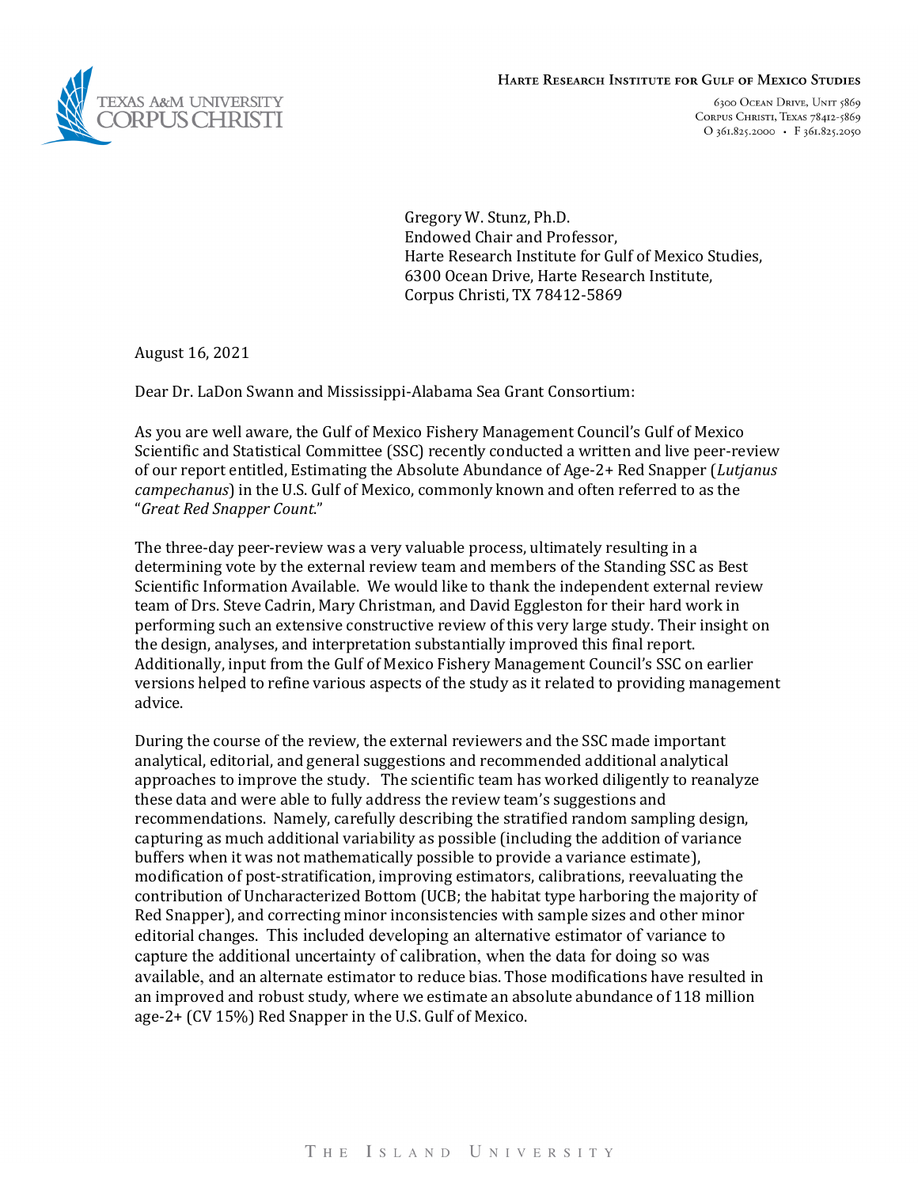Harte Research Institute for Gulf of Mexico Studies

6300 Ocean Drive, Unit 5869
Corpus Christi, Texas 78412-5869
O 361.825.2000 • F 361.825.2050

Gregory W. Stunz, Ph.D.
Endowed Chair and Professor,
Harte Research Institute for Gulf of Mexico Studies,
6300 Ocean Drive, Harte Research Institute,
Corpus Christi, TX 78412-5869

August 16, 2021

Dear Dr. LaDon Swann and Mississippi-Alabama Sea Grant Consortium:

As you are well aware, the Gulf of Mexico Fishery Management Council's Gulf of Mexico Scientific and Statistical Committee (SSC) recently conducted a written and live peer-review of our report entitled, Estimating the Absolute Abundance of Age-2+ Red Snapper (*Lutjanus campechanus*) in the U.S. Gulf of Mexico, commonly known and often referred to as the "*Great Red Snapper Count*."

The three-day peer-review was a very valuable process, ultimately resulting in a determining vote by the external review team and members of the Standing SSC as Best Scientific Information Available. We would like to thank the independent external review team of Drs. Steve Cadrin, Mary Christman, and David Eggleston for their hard work in performing such an extensive constructive review of this very large study. Their insight on the design, analyses, and interpretation substantially improved this final report. Additionally, input from the Gulf of Mexico Fishery Management Council's SSC on earlier versions helped to refine various aspects of the study as it related to providing management advice.

During the course of the review, the external reviewers and the SSC made important analytical, editorial, and general suggestions and recommended additional analytical approaches to improve the study. The scientific team has worked diligently to reanalyze these data and were able to fully address the review team's suggestions and recommendations. Namely, carefully describing the stratified random sampling design, capturing as much additional variability as possible (including the addition of variance buffers when it was not mathematically possible to provide a variance estimate), modification of post-stratification, improving estimators, calibrations, reevaluating the contribution of Uncharacterized Bottom (UCB; the habitat type harboring the majority of Red Snapper), and correcting minor inconsistencies with sample sizes and other minor editorial changes. This included developing an alternative estimator of variance to capture the additional uncertainty of calibration, when the data for doing so was available, and an alternate estimator to reduce bias. Those modifications have resulted in an improved and robust study, where we estimate an absolute abundance of 118 million age-2+ (CV 15%) Red Snapper in the U.S. Gulf of Mexico.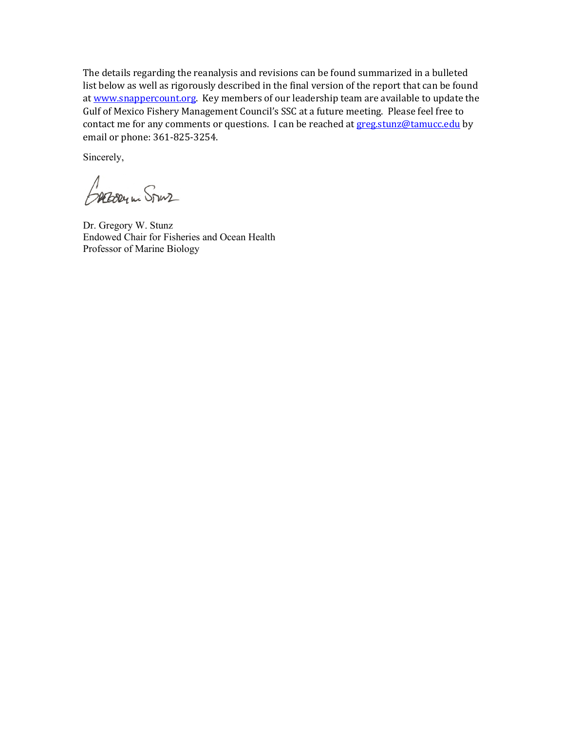The details regarding the reanalysis and revisions can be found summarized in a bulleted list below as well as rigorously described in the final version of the report that can be found at [www.snappercount.org](http://www.snappercount.org). Key members of our leadership team are available to update the Gulf of Mexico Fishery Management Council's SSC at a future meeting. Please feel free to contact me for any comments or questions. I can be reached at [greg.stunz@tamucc.edu](mailto:greg.stunz@tamucc.edu) by email or phone: 361-825-3254.

Sincerely,

Dr. Gregory W. Stunz
Endowed Chair for Fisheries and Ocean Health
Professor of Marine Biology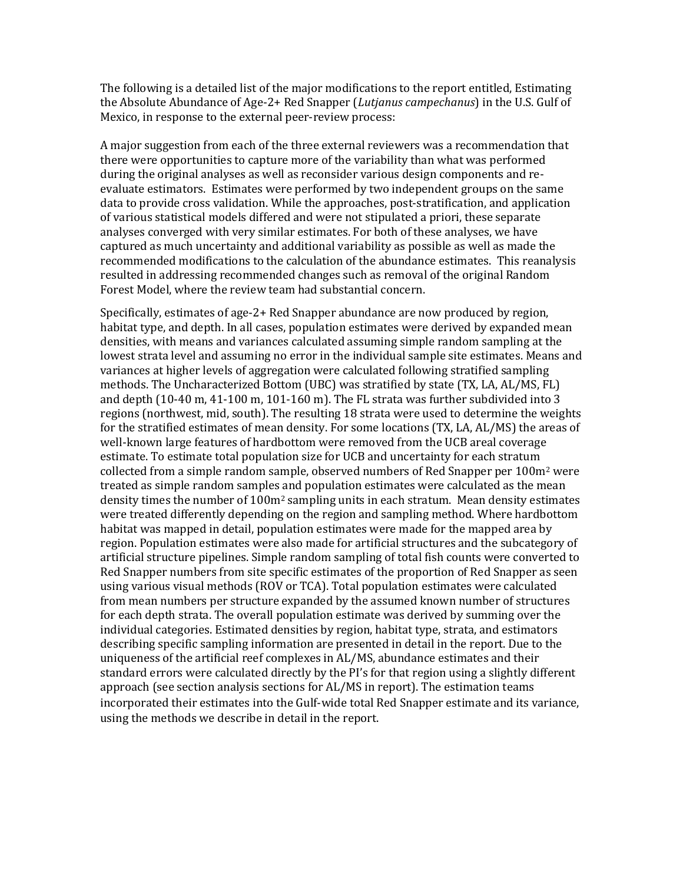The following is a detailed list of the major modifications to the report entitled, Estimating the Absolute Abundance of Age-2+ Red Snapper (*Lutjanus campechanus*) in the U.S. Gulf of Mexico, in response to the external peer-review process:

A major suggestion from each of the three external reviewers was a recommendation that there were opportunities to capture more of the variability than what was performed during the original analyses as well as reconsider various design components and re-evaluate estimators. Estimates were performed by two independent groups on the same data to provide cross validation. While the approaches, post-stratification, and application of various statistical models differed and were not stipulated a priori, these separate analyses converged with very similar estimates. For both of these analyses, we have captured as much uncertainty and additional variability as possible as well as made the recommended modifications to the calculation of the abundance estimates. This reanalysis resulted in addressing recommended changes such as removal of the original Random Forest Model, where the review team had substantial concern.

Specifically, estimates of age-2+ Red Snapper abundance are now produced by region, habitat type, and depth. In all cases, population estimates were derived by expanded mean densities, with means and variances calculated assuming simple random sampling at the lowest strata level and assuming no error in the individual sample site estimates. Means and variances at higher levels of aggregation were calculated following stratified sampling methods. The Uncharacterized Bottom (UBC) was stratified by state (TX, LA, AL/MS, FL) and depth (10-40 m, 41-100 m, 101-160 m). The FL strata was further subdivided into 3 regions (northwest, mid, south). The resulting 18 strata were used to determine the weights for the stratified estimates of mean density. For some locations (TX, LA, AL/MS) the areas of well-known large features of hardbottom were removed from the UCB areal coverage estimate. To estimate total population size for UCB and uncertainty for each stratum collected from a simple random sample, observed numbers of Red Snapper per 100m$^2$ were treated as simple random samples and population estimates were calculated as the mean density times the number of 100m$^2$ sampling units in each stratum. Mean density estimates were treated differently depending on the region and sampling method. Where hardbottom habitat was mapped in detail, population estimates were made for the mapped area by region. Population estimates were also made for artificial structures and the subcategory of artificial structure pipelines. Simple random sampling of total fish counts were converted to Red Snapper numbers from site specific estimates of the proportion of Red Snapper as seen using various visual methods (ROV or TCA). Total population estimates were calculated from mean numbers per structure expanded by the assumed known number of structures for each depth strata. The overall population estimate was derived by summing over the individual categories. Estimated densities by region, habitat type, strata, and estimators describing specific sampling information are presented in detail in the report. Due to the uniqueness of the artificial reef complexes in AL/MS, abundance estimates and their standard errors were calculated directly by the PI's for that region using a slightly different approach (see section analysis sections for AL/MS in report). The estimation teams incorporated their estimates into the Gulf-wide total Red Snapper estimate and its variance, using the methods we describe in detail in the report.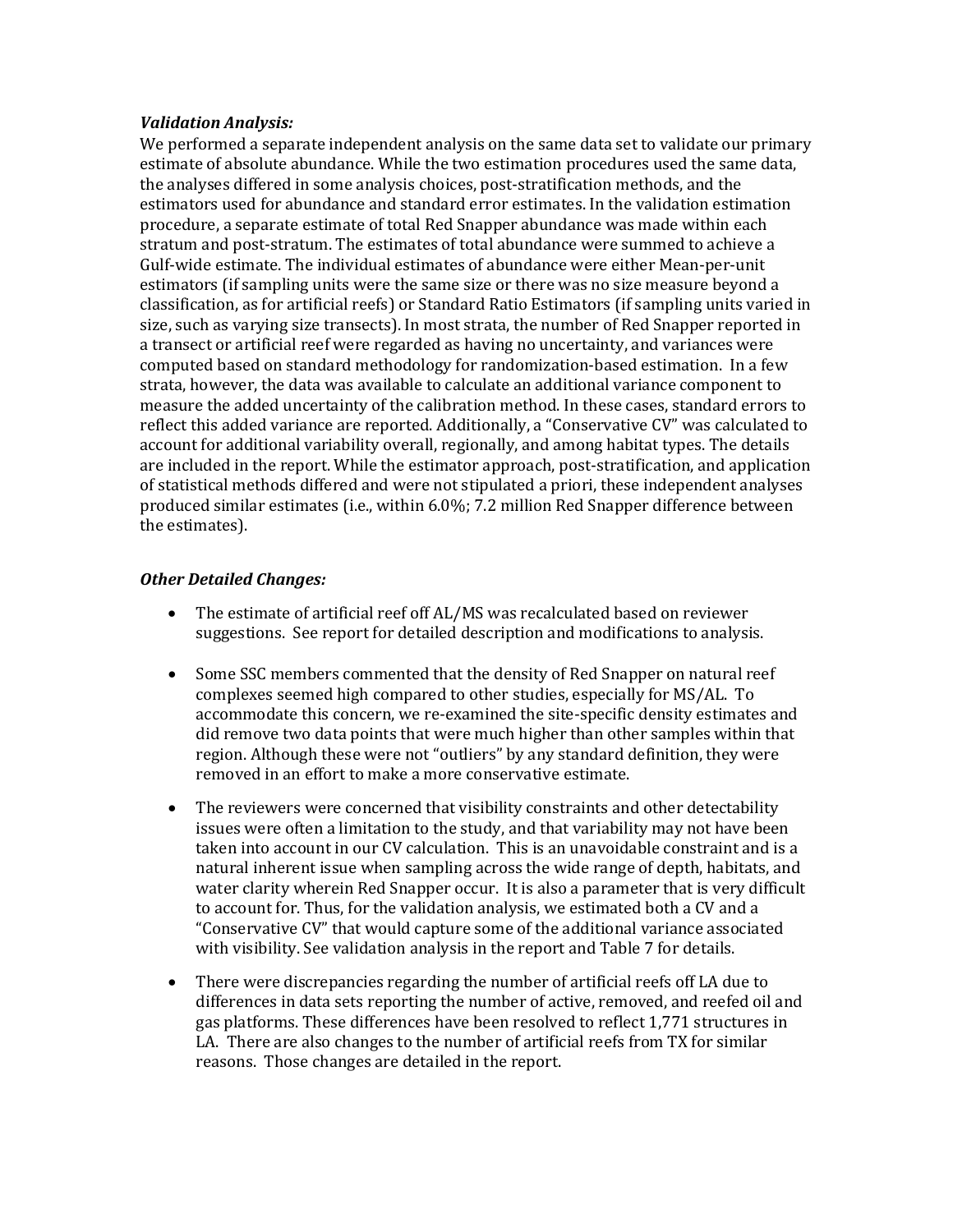### *Validation Analysis:*

We performed a separate independent analysis on the same data set to validate our primary estimate of absolute abundance. While the two estimation procedures used the same data, the analyses differed in some analysis choices, post-stratification methods, and the estimators used for abundance and standard error estimates. In the validation estimation procedure, a separate estimate of total Red Snapper abundance was made within each stratum and post-stratum. The estimates of total abundance were summed to achieve a Gulf-wide estimate. The individual estimates of abundance were either Mean-per-unit estimators (if sampling units were the same size or there was no size measure beyond a classification, as for artificial reefs) or Standard Ratio Estimators (if sampling units varied in size, such as varying size transects). In most strata, the number of Red Snapper reported in a transect or artificial reef were regarded as having no uncertainty, and variances were computed based on standard methodology for randomization-based estimation. In a few strata, however, the data was available to calculate an additional variance component to measure the added uncertainty of the calibration method. In these cases, standard errors to reflect this added variance are reported. Additionally, a "Conservative CV" was calculated to account for additional variability overall, regionally, and among habitat types. The details are included in the report. While the estimator approach, post-stratification, and application of statistical methods differed and were not stipulated a priori, these independent analyses produced similar estimates (i.e., within 6.0%; 7.2 million Red Snapper difference between the estimates).

### *Other Detailed Changes:*

- The estimate of artificial reef off AL/MS was recalculated based on reviewer suggestions. See report for detailed description and modifications to analysis.

- Some SSC members commented that the density of Red Snapper on natural reef complexes seemed high compared to other studies, especially for MS/AL. To accommodate this concern, we re-examined the site-specific density estimates and did remove two data points that were much higher than other samples within that region. Although these were not "outliers" by any standard definition, they were removed in an effort to make a more conservative estimate.

- The reviewers were concerned that visibility constraints and other detectability issues were often a limitation to the study, and that variability may not have been taken into account in our CV calculation. This is an unavoidable constraint and is a natural inherent issue when sampling across the wide range of depth, habitats, and water clarity wherein Red Snapper occur. It is also a parameter that is very difficult to account for. Thus, for the validation analysis, we estimated both a CV and a "Conservative CV" that would capture some of the additional variance associated with visibility. See validation analysis in the report and Table 7 for details.

- There were discrepancies regarding the number of artificial reefs off LA due to differences in data sets reporting the number of active, removed, and reefed oil and gas platforms. These differences have been resolved to reflect 1,771 structures in LA. There are also changes to the number of artificial reefs from TX for similar reasons. Those changes are detailed in the report.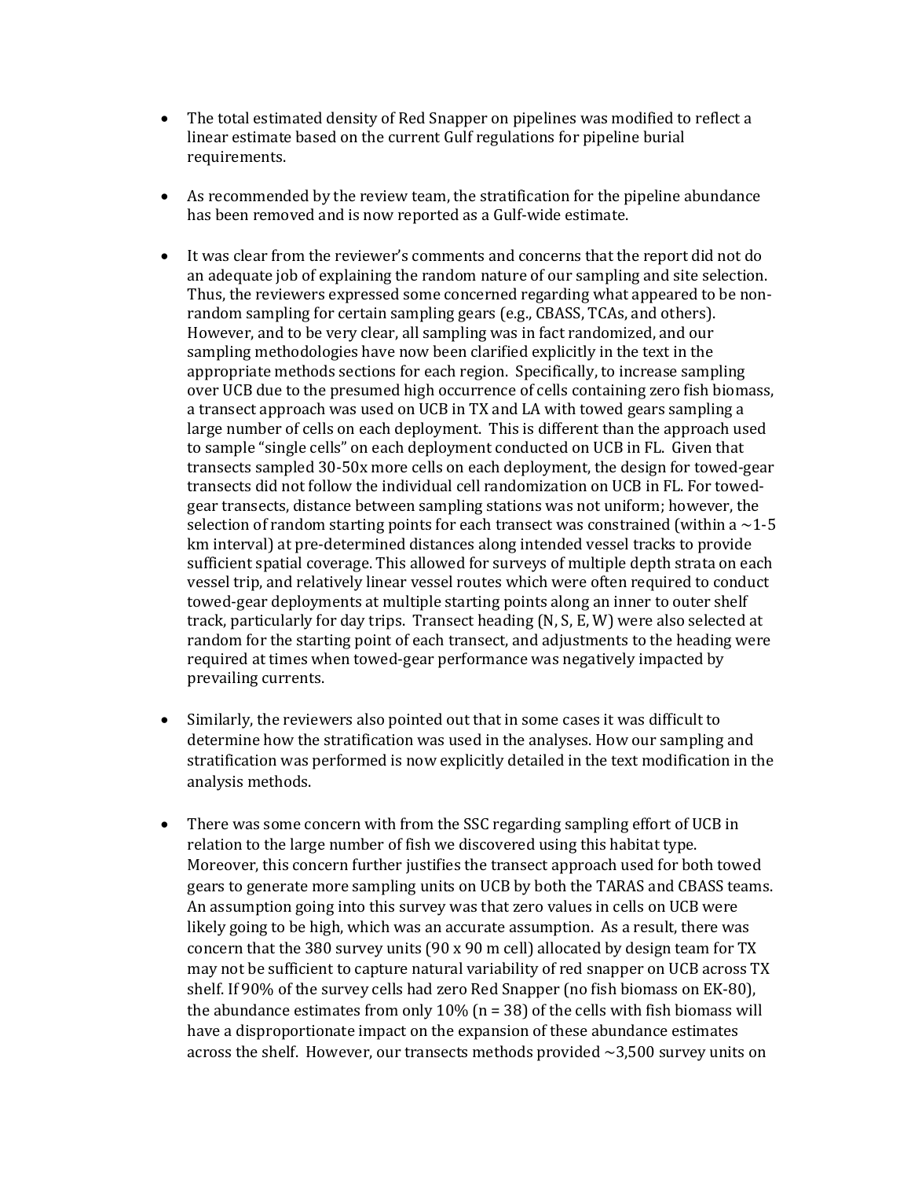- The total estimated density of Red Snapper on pipelines was modified to reflect a linear estimate based on the current Gulf regulations for pipeline burial requirements.

- As recommended by the review team, the stratification for the pipeline abundance has been removed and is now reported as a Gulf-wide estimate.

- It was clear from the reviewer's comments and concerns that the report did not do an adequate job of explaining the random nature of our sampling and site selection. Thus, the reviewers expressed some concerned regarding what appeared to be non-random sampling for certain sampling gears (e.g., CBASS, TCAs, and others). However, and to be very clear, all sampling was in fact randomized, and our sampling methodologies have now been clarified explicitly in the text in the appropriate methods sections for each region. Specifically, to increase sampling over UCB due to the presumed high occurrence of cells containing zero fish biomass, a transect approach was used on UCB in TX and LA with towed gears sampling a large number of cells on each deployment. This is different than the approach used to sample "single cells" on each deployment conducted on UCB in FL. Given that transects sampled 30-50x more cells on each deployment, the design for towed-gear transects did not follow the individual cell randomization on UCB in FL. For towed-gear transects, distance between sampling stations was not uniform; however, the selection of random starting points for each transect was constrained (within a ~1-5 km interval) at pre-determined distances along intended vessel tracks to provide sufficient spatial coverage. This allowed for surveys of multiple depth strata on each vessel trip, and relatively linear vessel routes which were often required to conduct towed-gear deployments at multiple starting points along an inner to outer shelf track, particularly for day trips. Transect heading (N, S, E, W) were also selected at random for the starting point of each transect, and adjustments to the heading were required at times when towed-gear performance was negatively impacted by prevailing currents.

- Similarly, the reviewers also pointed out that in some cases it was difficult to determine how the stratification was used in the analyses. How our sampling and stratification was performed is now explicitly detailed in the text modification in the analysis methods.

- There was some concern with from the SSC regarding sampling effort of UCB in relation to the large number of fish we discovered using this habitat type. Moreover, this concern further justifies the transect approach used for both towed gears to generate more sampling units on UCB by both the TARAS and CBASS teams. An assumption going into this survey was that zero values in cells on UCB were likely going to be high, which was an accurate assumption. As a result, there was concern that the 380 survey units (90 x 90 m cell) allocated by design team for TX may not be sufficient to capture natural variability of red snapper on UCB across TX shelf. If 90% of the survey cells had zero Red Snapper (no fish biomass on EK-80), the abundance estimates from only 10% (n = 38) of the cells with fish biomass will have a disproportionate impact on the expansion of these abundance estimates across the shelf. However, our transects methods provided ~3,500 survey units on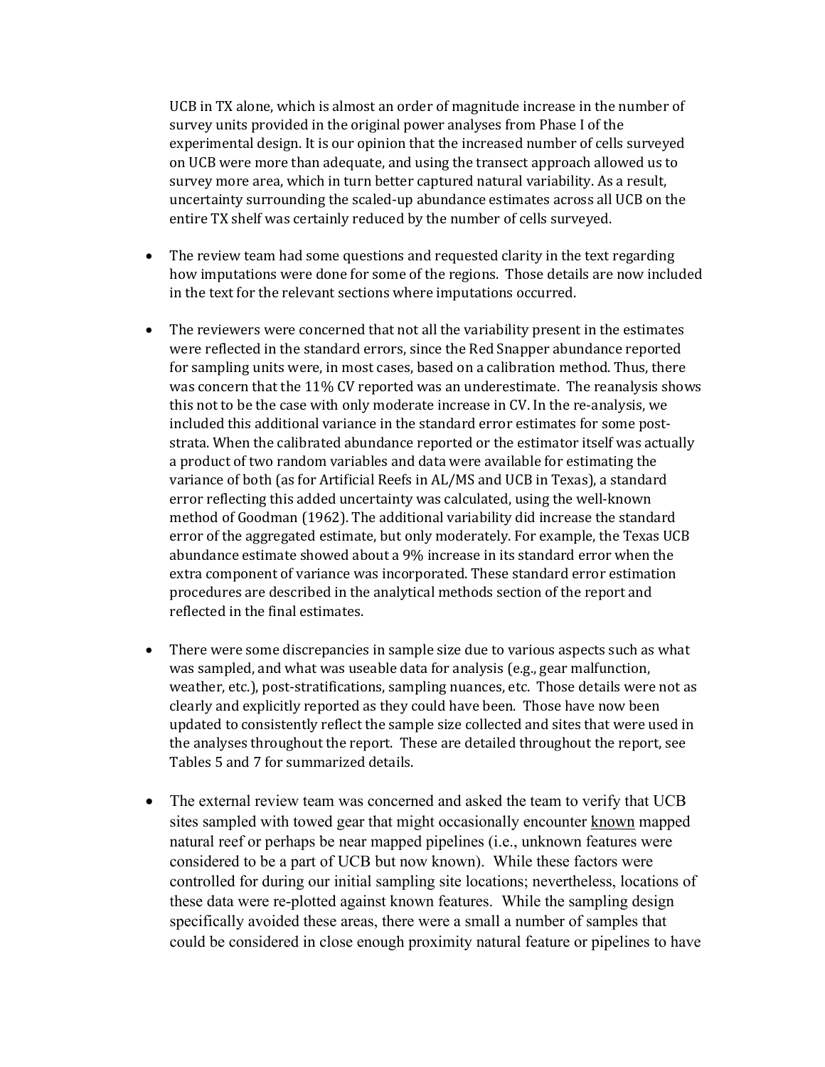UCB in TX alone, which is almost an order of magnitude increase in the number of survey units provided in the original power analyses from Phase I of the experimental design. It is our opinion that the increased number of cells surveyed on UCB were more than adequate, and using the transect approach allowed us to survey more area, which in turn better captured natural variability. As a result, uncertainty surrounding the scaled-up abundance estimates across all UCB on the entire TX shelf was certainly reduced by the number of cells surveyed.

- The review team had some questions and requested clarity in the text regarding how imputations were done for some of the regions. Those details are now included in the text for the relevant sections where imputations occurred.

- The reviewers were concerned that not all the variability present in the estimates were reflected in the standard errors, since the Red Snapper abundance reported for sampling units were, in most cases, based on a calibration method. Thus, there was concern that the 11% CV reported was an underestimate. The reanalysis shows this not to be the case with only moderate increase in CV. In the re-analysis, we included this additional variance in the standard error estimates for some post-strata. When the calibrated abundance reported or the estimator itself was actually a product of two random variables and data were available for estimating the variance of both (as for Artificial Reefs in AL/MS and UCB in Texas), a standard error reflecting this added uncertainty was calculated, using the well-known method of Goodman (1962). The additional variability did increase the standard error of the aggregated estimate, but only moderately. For example, the Texas UCB abundance estimate showed about a 9% increase in its standard error when the extra component of variance was incorporated. These standard error estimation procedures are described in the analytical methods section of the report and reflected in the final estimates.

- There were some discrepancies in sample size due to various aspects such as what was sampled, and what was useable data for analysis (e.g., gear malfunction, weather, etc.), post-stratifications, sampling nuances, etc. Those details were not as clearly and explicitly reported as they could have been. Those have now been updated to consistently reflect the sample size collected and sites that were used in the analyses throughout the report. These are detailed throughout the report, see Tables 5 and 7 for summarized details.

- The external review team was concerned and asked the team to verify that UCB sites sampled with towed gear that might occasionally encounter <u>known</u> mapped natural reef or perhaps be near mapped pipelines (i.e., unknown features were considered to be a part of UCB but now known). While these factors were controlled for during our initial sampling site locations; nevertheless, locations of these data were re-plotted against known features. While the sampling design specifically avoided these areas, there were a small a number of samples that could be considered in close enough proximity natural feature or pipelines to have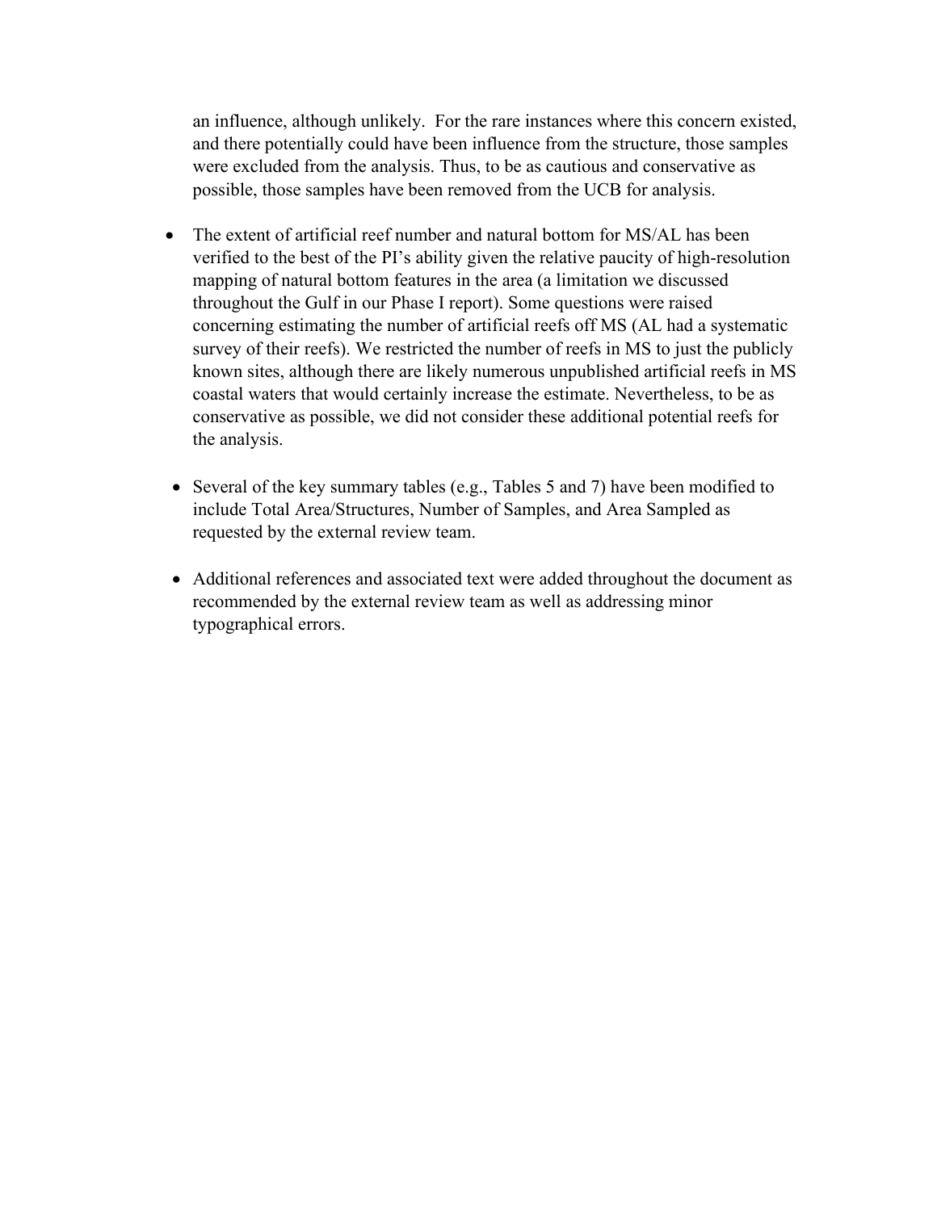an influence, although unlikely. For the rare instances where this concern existed, and there potentially could have been influence from the structure, those samples were excluded from the analysis. Thus, to be as cautious and conservative as possible, those samples have been removed from the UCB for analysis.

- The extent of artificial reef number and natural bottom for MS/AL has been verified to the best of the PI's ability given the relative paucity of high-resolution mapping of natural bottom features in the area (a limitation we discussed throughout the Gulf in our Phase I report). Some questions were raised concerning estimating the number of artificial reefs off MS (AL had a systematic survey of their reefs). We restricted the number of reefs in MS to just the publicly known sites, although there are likely numerous unpublished artificial reefs in MS coastal waters that would certainly increase the estimate. Nevertheless, to be as conservative as possible, we did not consider these additional potential reefs for the analysis.

- Several of the key summary tables (e.g., Tables 5 and 7) have been modified to include Total Area/Structures, Number of Samples, and Area Sampled as requested by the external review team.

- Additional references and associated text were added throughout the document as recommended by the external review team as well as addressing minor typographical errors.